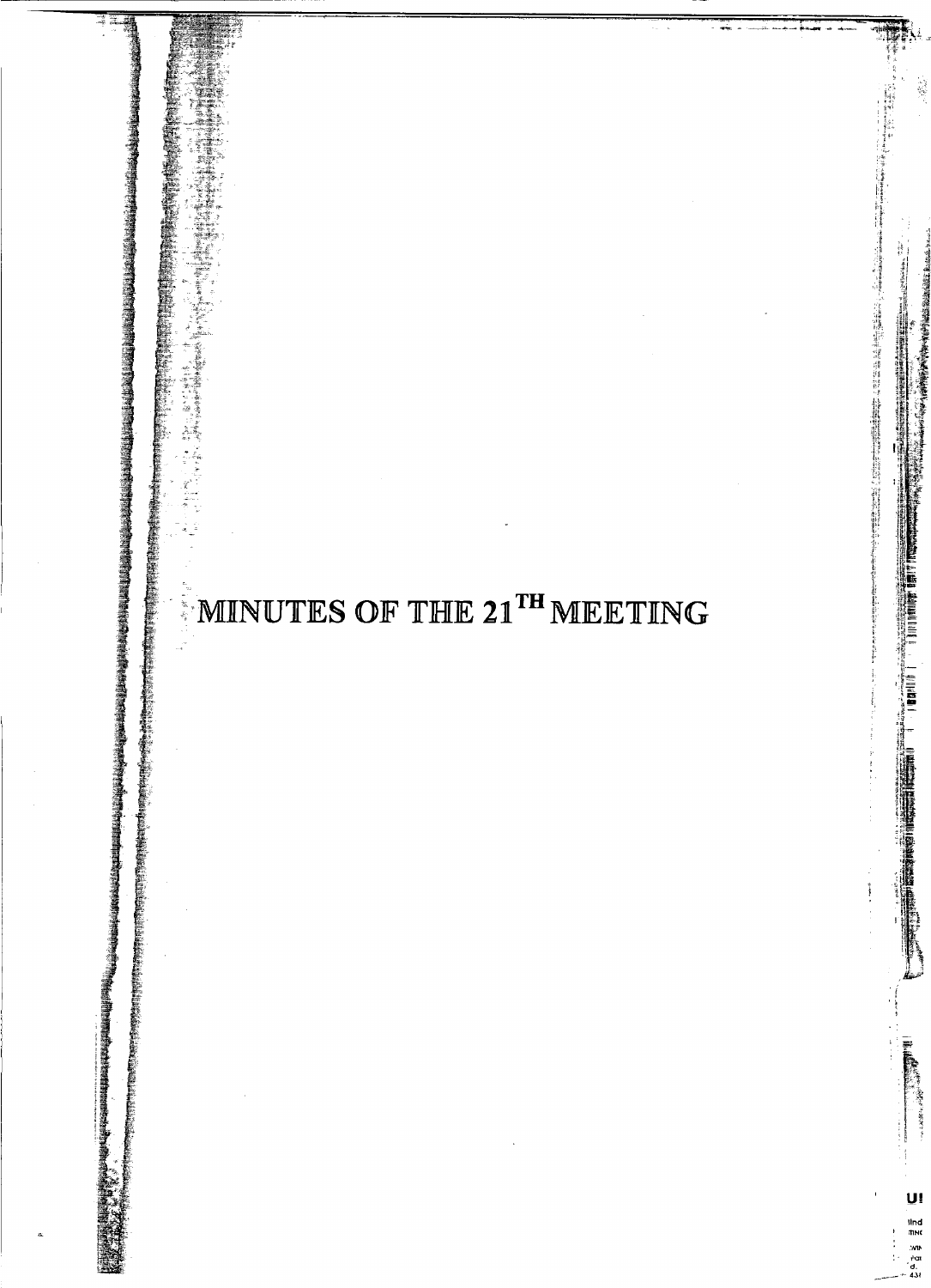# MINUTES OF THE 21TH MEETING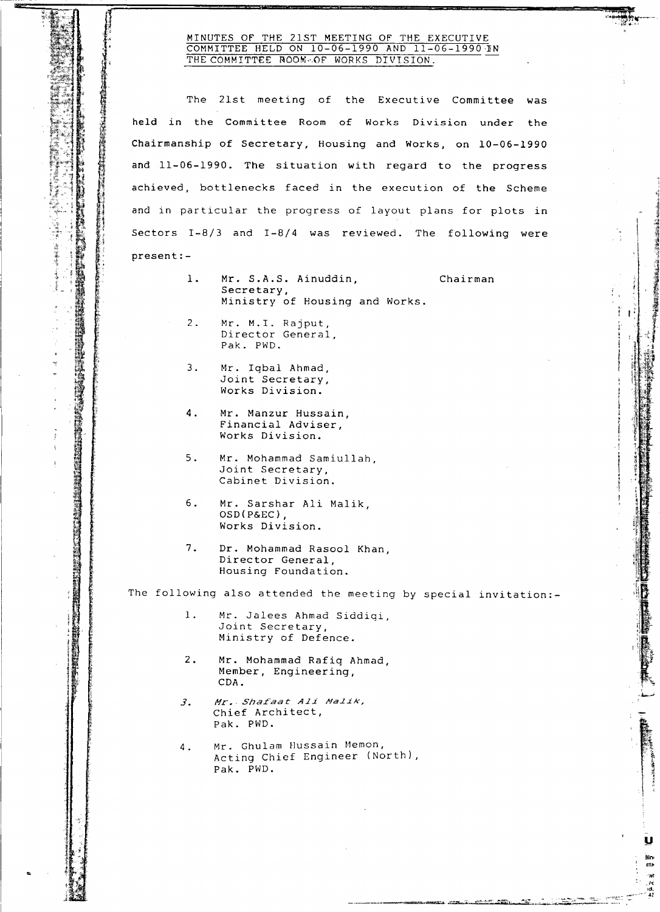MINUTES OF THE 21ST MEETING OF THE EXECUTIVE COMMITTEE HELD ON 10-06-1990 AND 11-06-1990 IN THE COMMITTEE ROOM OF WORKS DIVISION.

The 21st meeting of the Executive Committee was held in the Committee Room of Works Division under the Chairmanship of Secretary, Housing and Works, on 10-06-1990 and 11-06-1990. The situation with regard to the progress achieved, bottlenecks faced in the execution of the Scheme and in particular the progress of layout plans for plots in Sectors I-8/3 and I-8/4 was reviewed. The following were present:-

1. Mr. S.A.S. Ainuddin, Secretary, Ministry of Housing and Works. — Chairman
2. Mr. M.I. Rajput, Director General, Pak. PWD.
3. Mr. Iqbal Ahmad, Joint Secretary, Works Division.
4. Mr. Manzur Hussain, Financial Adviser, Works Division.
5. Mr. Mohammad Samiullah, Joint Secretary, Cabinet Division.
6. Mr. Sarshar Ali Malik, OSD(P&EC), Works Division.
7. Dr. Mohammad Rasool Khan, Director General, Housing Foundation.

The following also attended the meeting by special invitation:-

1. Mr. Jalees Ahmad Siddiqi, Joint Secretary, Ministry of Defence.
2. Mr. Mohammad Rafiq Ahmad, Member, Engineering, CDA.
3. *Mr. Shafaat Ali Malik,* Chief Architect, Pak. PWD.
4. Mr. Ghulam Hussain Memon, Acting Chief Engineer (North), Pak. PWD.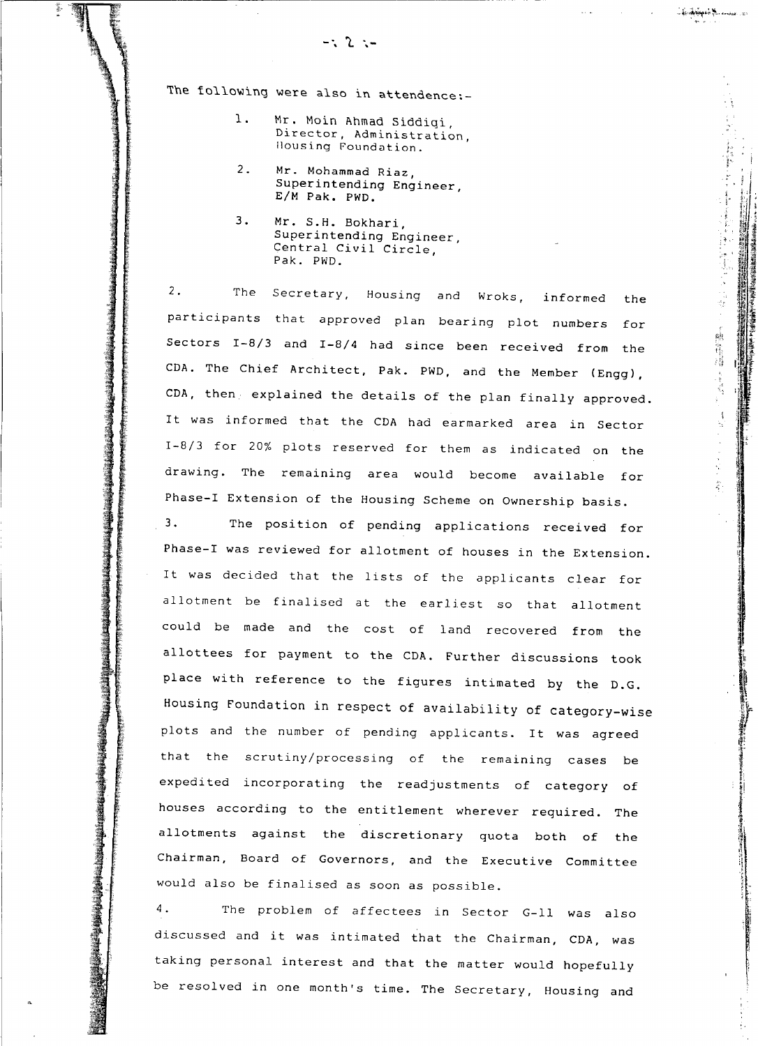The following were also in attendence:-

1. Mr. Moin Ahmad Siddiqi, Director, Administration, Housing Foundation.
2. Mr. Mohammad Riaz, Superintending Engineer, E/M Pak. PWD.
3. Mr. S.H. Bokhari, Superintending Engineer, Central Civil Circle, Pak. PWD.

2. The Secretary, Housing and Wroks, informed the participants that approved plan bearing plot numbers for Sectors I-8/3 and I-8/4 had since been received from the CDA. The Chief Architect, Pak. PWD, and the Member (Engg), CDA, then explained the details of the plan finally approved. It was informed that the CDA had earmarked area in Sector I-8/3 for 20% plots reserved for them as indicated on the drawing. The remaining area would become available for Phase-I Extension of the Housing Scheme on Ownership basis.

3. The position of pending applications received for Phase-I was reviewed for allotment of houses in the Extension. It was decided that the lists of the applicants clear for allotment be finalised at the earliest so that allotment could be made and the cost of land recovered from the allottees for payment to the CDA. Further discussions took place with reference to the figures intimated by the D.G. Housing Foundation in respect of availability of category-wise plots and the number of pending applicants. It was agreed that the scrutiny/processing of the remaining cases be expedited incorporating the readjustments of category of houses according to the entitlement wherever required. The allotments against the discretionary quota both of the Chairman, Board of Governors, and the Executive Committee would also be finalised as soon as possible.

4. The problem of affectees in Sector G-11 was also discussed and it was intimated that the Chairman, CDA, was taking personal interest and that the matter would hopefully be resolved in one month's time. The Secretary, Housing and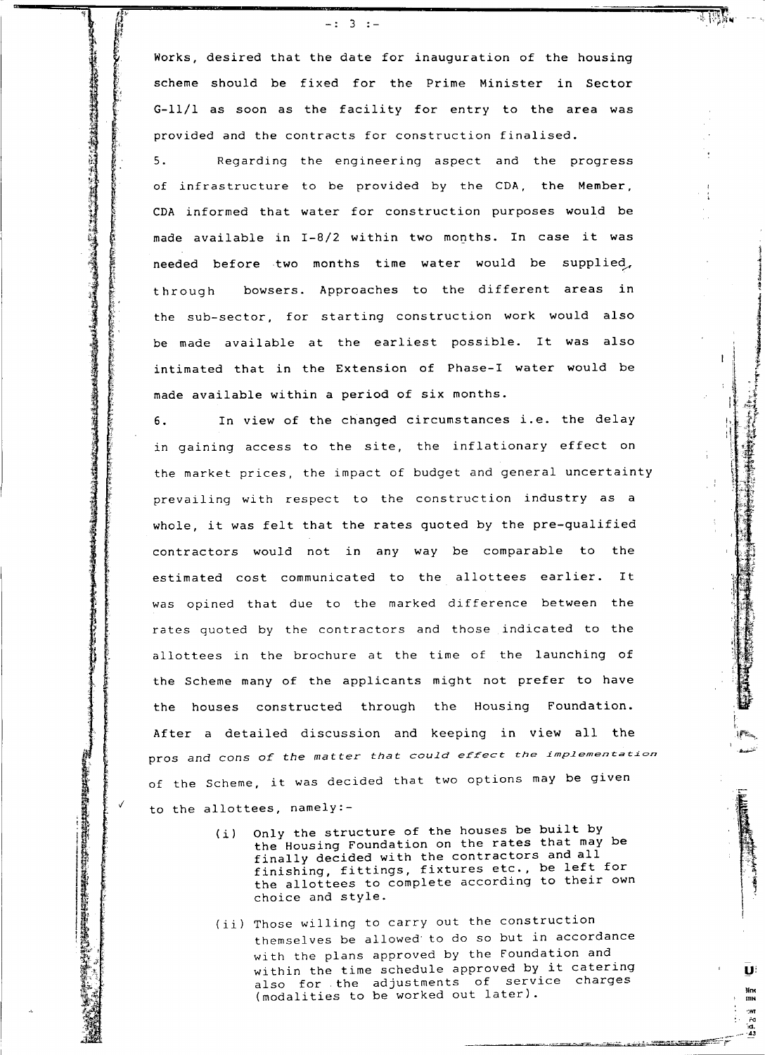Works, desired that the date for inauguration of the housing scheme should be fixed for the Prime Minister in Sector G-11/1 as soon as the facility for entry to the area was provided and the contracts for construction finalised.

5. Regarding the engineering aspect and the progress of infrastructure to be provided by the CDA, the Member, CDA informed that water for construction purposes would be made available in I-8/2 within two months. In case it was needed before two months time water would be supplied, through bowsers. Approaches to the different areas in the sub-sector, for starting construction work would also be made available at the earliest possible. It was also intimated that in the Extension of Phase-I water would be made available within a period of six months.

6. In view of the changed circumstances i.e. the delay in gaining access to the site, the inflationary effect on the market prices, the impact of budget and general uncertainty prevailing with respect to the construction industry as a whole, it was felt that the rates quoted by the pre-qualified contractors would not in any way be comparable to the estimated cost communicated to the allottees earlier. It was opined that due to the marked difference between the rates quoted by the contractors and those indicated to the allottees in the brochure at the time of the launching of the Scheme many of the applicants might not prefer to have the houses constructed through the Housing Foundation. After a detailed discussion and keeping in view all the pros and cons of the matter that could effect the implementation of the Scheme, it was decided that two options may be given to the allottees, namely:-

(i) Only the structure of the houses be built by the Housing Foundation on the rates that may be finally decided with the contractors and all finishing, fittings, fixtures etc., be left for the allottees to complete according to their own choice and style.

(ii) Those willing to carry out the construction themselves be allowed to do so but in accordance with the plans approved by the Foundation and within the time schedule approved by it catering also for the adjustments of service charges (modalities to be worked out later).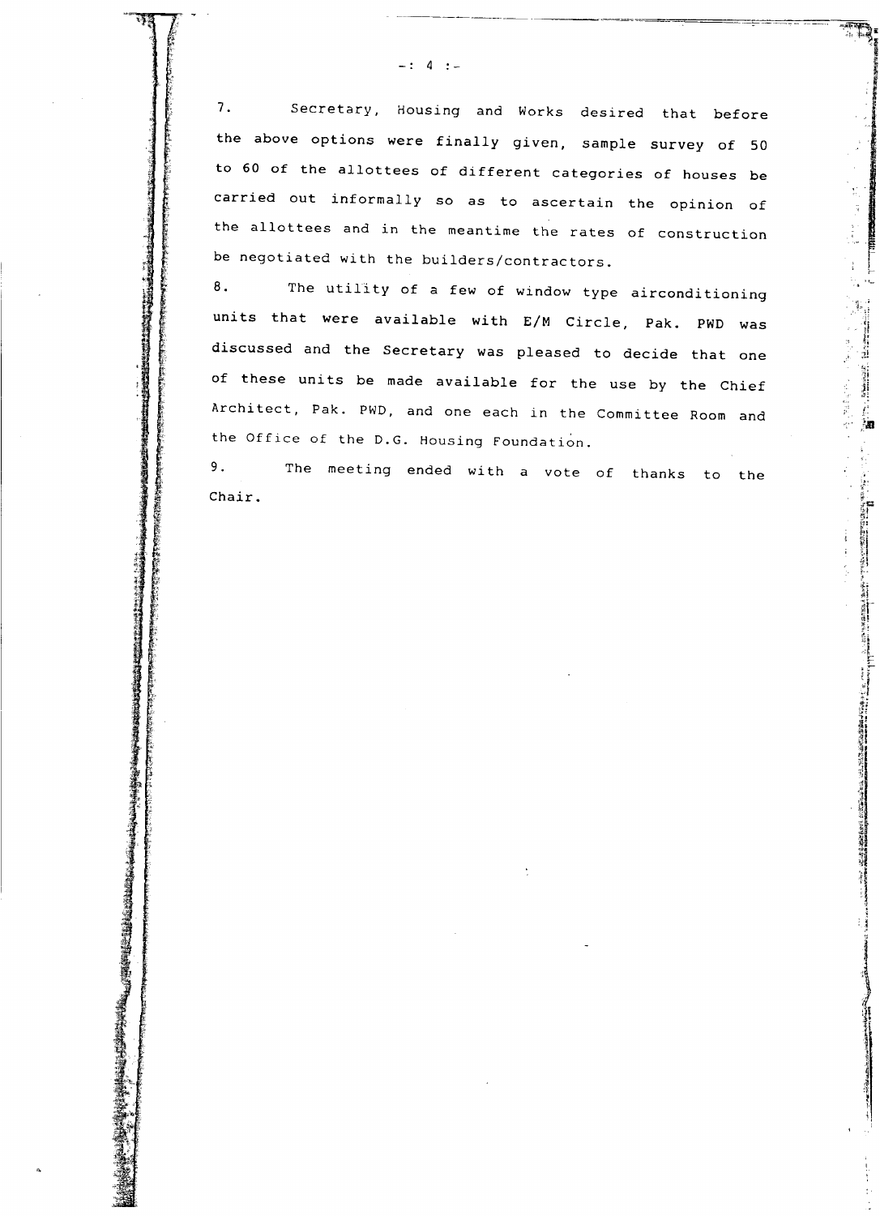7. Secretary, Housing and Works desired that before the above options were finally given, sample survey of 50 to 60 of the allottees of different categories of houses be carried out informally so as to ascertain the opinion of the allottees and in the meantime the rates of construction be negotiated with the builders/contractors.

8. The utility of a few of window type airconditioning units that were available with E/M Circle, Pak. PWD was discussed and the Secretary was pleased to decide that one of these units be made available for the use by the Chief Architect, Pak. PWD, and one each in the Committee Room and the Office of the D.G. Housing Foundation.

9. The meeting ended with a vote of thanks to the Chair.